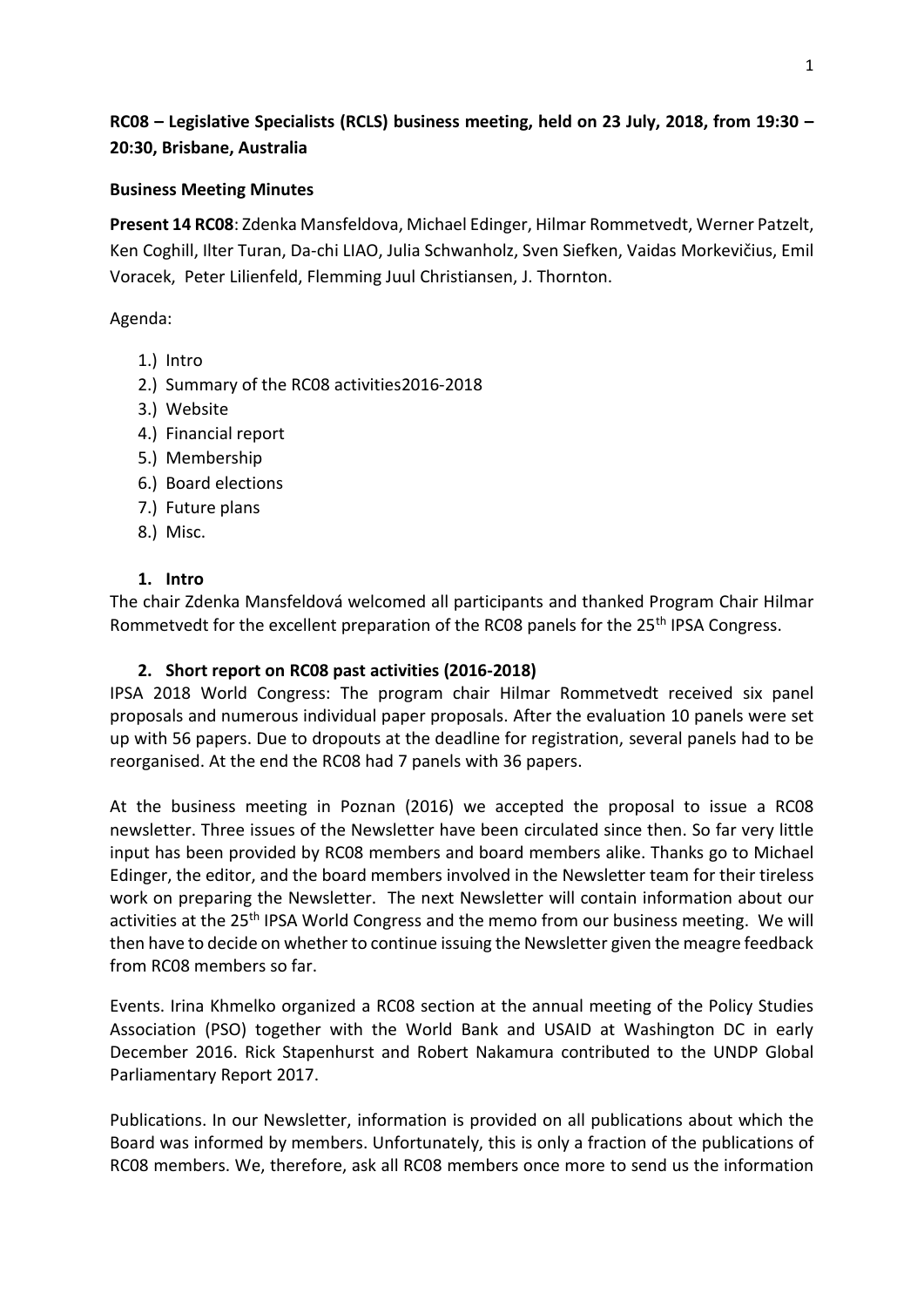**RC08 – Legislative Specialists (RCLS) business meeting, held on 23 July, 2018, from 19:30 – 20:30, Brisbane, Australia**

**Business Meeting Minutes**

**Present 14 RC08**: Zdenka Mansfeldova, Michael Edinger, Hilmar Rommetvedt, Werner Patzelt, Ken Coghill, Ilter Turan, Da-chi LIAO, Julia Schwanholz, Sven Siefken, Vaidas Morkevičius, Emil Voracek, Peter Lilienfeld, Flemming Juul Christiansen, J. Thornton.

Agenda:

1.) Intro
2.) Summary of the RC08 activities2016-2018
3.) Website
4.) Financial report
5.) Membership
6.) Board elections
7.) Future plans
8.) Misc.

## 1. Intro

The chair Zdenka Mansfeldová welcomed all participants and thanked Program Chair Hilmar Rommetvedt for the excellent preparation of the RC08 panels for the 25th IPSA Congress.

## 2. Short report on RC08 past activities (2016-2018)

IPSA 2018 World Congress: The program chair Hilmar Rommetvedt received six panel proposals and numerous individual paper proposals. After the evaluation 10 panels were set up with 56 papers. Due to dropouts at the deadline for registration, several panels had to be reorganised. At the end the RC08 had 7 panels with 36 papers.

At the business meeting in Poznan (2016) we accepted the proposal to issue a RC08 newsletter. Three issues of the Newsletter have been circulated since then. So far very little input has been provided by RC08 members and board members alike. Thanks go to Michael Edinger, the editor, and the board members involved in the Newsletter team for their tireless work on preparing the Newsletter. The next Newsletter will contain information about our activities at the 25th IPSA World Congress and the memo from our business meeting. We will then have to decide on whether to continue issuing the Newsletter given the meagre feedback from RC08 members so far.

Events. Irina Khmelko organized a RC08 section at the annual meeting of the Policy Studies Association (PSO) together with the World Bank and USAID at Washington DC in early December 2016. Rick Stapenhurst and Robert Nakamura contributed to the UNDP Global Parliamentary Report 2017.

Publications. In our Newsletter, information is provided on all publications about which the Board was informed by members. Unfortunately, this is only a fraction of the publications of RC08 members. We, therefore, ask all RC08 members once more to send us the information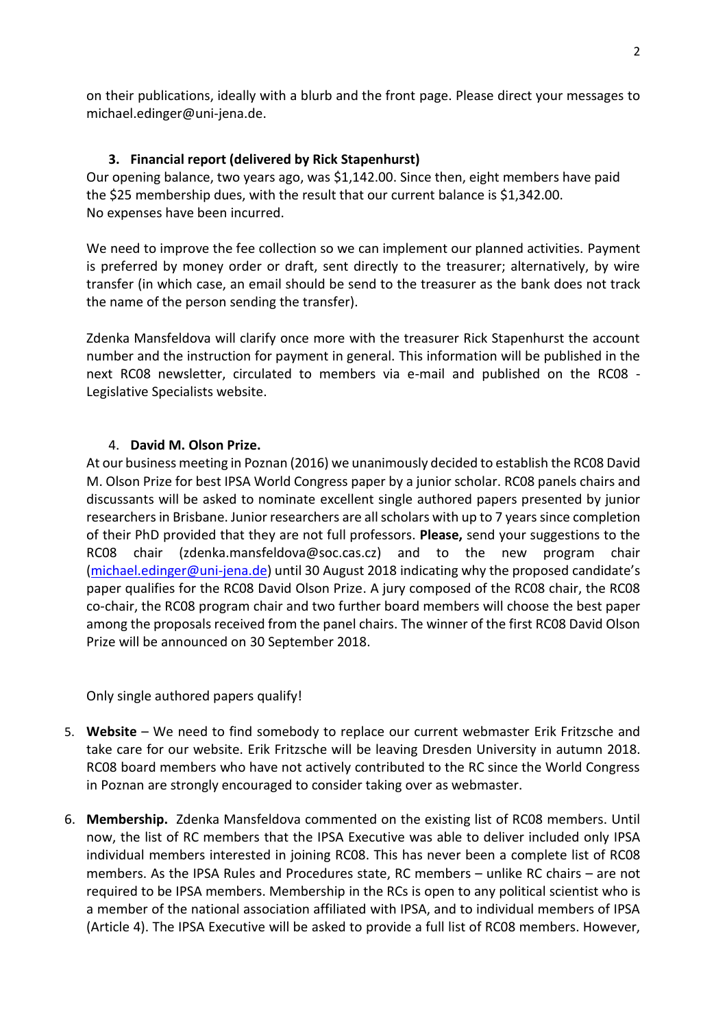on their publications, ideally with a blurb and the front page. Please direct your messages to michael.edinger@uni-jena.de.

### 3. Financial report (delivered by Rick Stapenhurst)

Our opening balance, two years ago, was $1,142.00. Since then, eight members have paid the $25 membership dues, with the result that our current balance is $1,342.00.
No expenses have been incurred.

We need to improve the fee collection so we can implement our planned activities. Payment is preferred by money order or draft, sent directly to the treasurer; alternatively, by wire transfer (in which case, an email should be send to the treasurer as the bank does not track the name of the person sending the transfer).

Zdenka Mansfeldova will clarify once more with the treasurer Rick Stapenhurst the account number and the instruction for payment in general. This information will be published in the next RC08 newsletter, circulated to members via e-mail and published on the RC08 - Legislative Specialists website.

### 4. David M. Olson Prize.

At our business meeting in Poznan (2016) we unanimously decided to establish the RC08 David M. Olson Prize for best IPSA World Congress paper by a junior scholar. RC08 panels chairs and discussants will be asked to nominate excellent single authored papers presented by junior researchers in Brisbane. Junior researchers are all scholars with up to 7 years since completion of their PhD provided that they are not full professors. **Please,** send your suggestions to the RC08 chair (zdenka.mansfeldova@soc.cas.cz) and to the new program chair (michael.edinger@uni-jena.de) until 30 August 2018 indicating why the proposed candidate's paper qualifies for the RC08 David Olson Prize. A jury composed of the RC08 chair, the RC08 co-chair, the RC08 program chair and two further board members will choose the best paper among the proposals received from the panel chairs. The winner of the first RC08 David Olson Prize will be announced on 30 September 2018.

Only single authored papers qualify!

5. **Website** – We need to find somebody to replace our current webmaster Erik Fritzsche and take care for our website. Erik Fritzsche will be leaving Dresden University in autumn 2018. RC08 board members who have not actively contributed to the RC since the World Congress in Poznan are strongly encouraged to consider taking over as webmaster.

6. **Membership.** Zdenka Mansfeldova commented on the existing list of RC08 members. Until now, the list of RC members that the IPSA Executive was able to deliver included only IPSA individual members interested in joining RC08. This has never been a complete list of RC08 members. As the IPSA Rules and Procedures state, RC members – unlike RC chairs – are not required to be IPSA members. Membership in the RCs is open to any political scientist who is a member of the national association affiliated with IPSA, and to individual members of IPSA (Article 4). The IPSA Executive will be asked to provide a full list of RC08 members. However,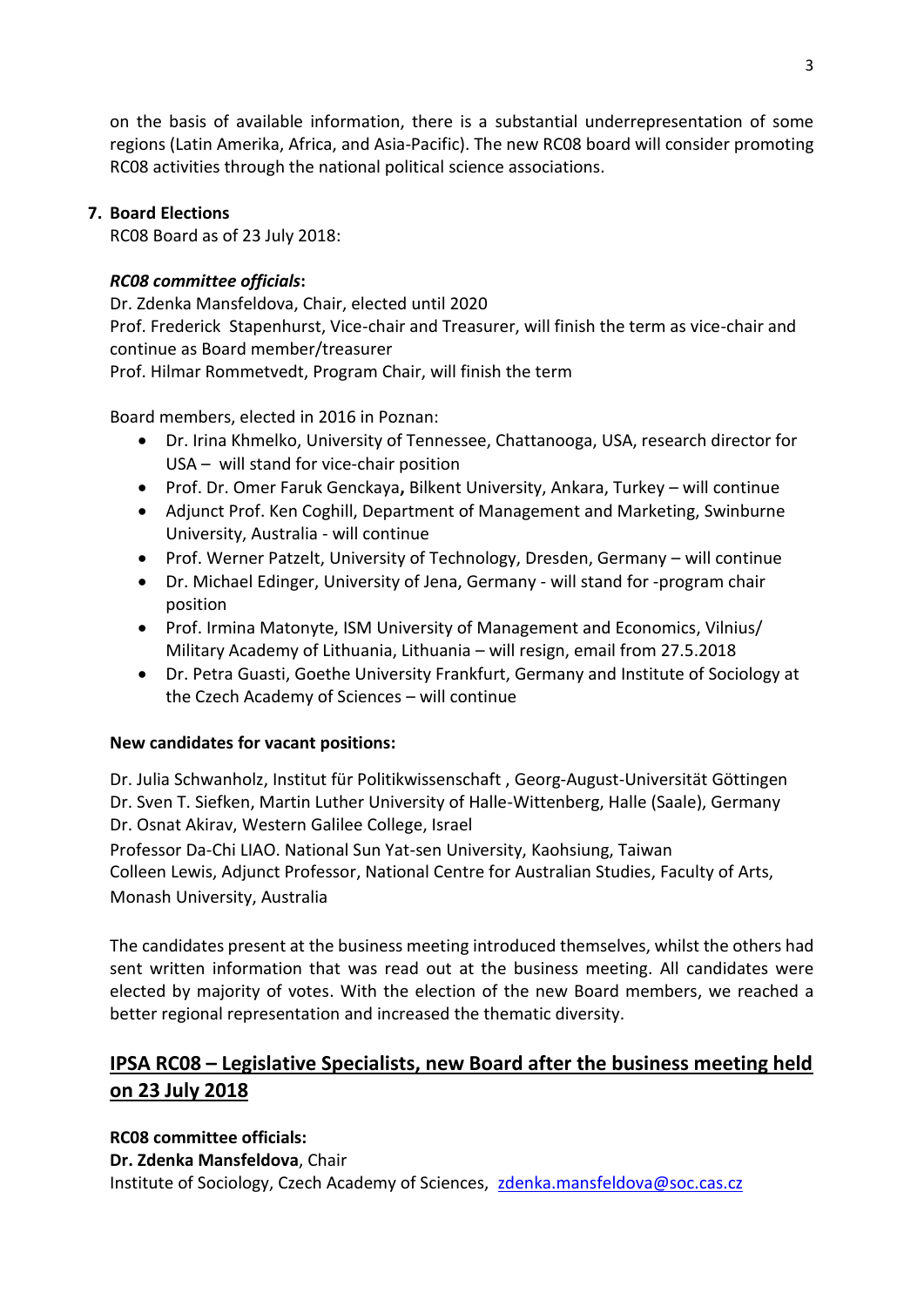on the basis of available information, there is a substantial underrepresentation of some regions (Latin Amerika, Africa, and Asia-Pacific). The new RC08 board will consider promoting RC08 activities through the national political science associations.

**7. Board Elections**

RC08 Board as of 23 July 2018:

***RC08 committee officials*:**

Dr. Zdenka Mansfeldova, Chair, elected until 2020
Prof. Frederick Stapenhurst, Vice-chair and Treasurer, will finish the term as vice-chair and continue as Board member/treasurer
Prof. Hilmar Rommetvedt, Program Chair, will finish the term

Board members, elected in 2016 in Poznan:

- Dr. Irina Khmelko, University of Tennessee, Chattanooga, USA, research director for USA – will stand for vice-chair position
- Prof. Dr. Omer Faruk Genckaya**,** Bilkent University, Ankara, Turkey – will continue
- Adjunct Prof. Ken Coghill, Department of Management and Marketing, Swinburne University, Australia - will continue
- Prof. Werner Patzelt, University of Technology, Dresden, Germany – will continue
- Dr. Michael Edinger, University of Jena, Germany - will stand for -program chair position
- Prof. Irmina Matonyte, ISM University of Management and Economics, Vilnius/ Military Academy of Lithuania, Lithuania – will resign, email from 27.5.2018
- Dr. Petra Guasti, Goethe University Frankfurt, Germany and Institute of Sociology at the Czech Academy of Sciences – will continue

**New candidates for vacant positions:**

Dr. Julia Schwanholz, Institut für Politikwissenschaft , Georg-August-Universität Göttingen
Dr. Sven T. Siefken, Martin Luther University of Halle-Wittenberg, Halle (Saale), Germany
Dr. Osnat Akirav, Western Galilee College, Israel
Professor Da-Chi LIAO. National Sun Yat-sen University, Kaohsiung, Taiwan
Colleen Lewis, Adjunct Professor, National Centre for Australian Studies, Faculty of Arts, Monash University, Australia

The candidates present at the business meeting introduced themselves, whilst the others had sent written information that was read out at the business meeting. All candidates were elected by majority of votes. With the election of the new Board members, we reached a better regional representation and increased the thematic diversity.

## IPSA RC08 – Legislative Specialists, new Board after the business meeting held on 23 July 2018

**RC08 committee officials:**

**Dr. Zdenka Mansfeldova**, Chair
Institute of Sociology, Czech Academy of Sciences, zdenka.mansfeldova@soc.cas.cz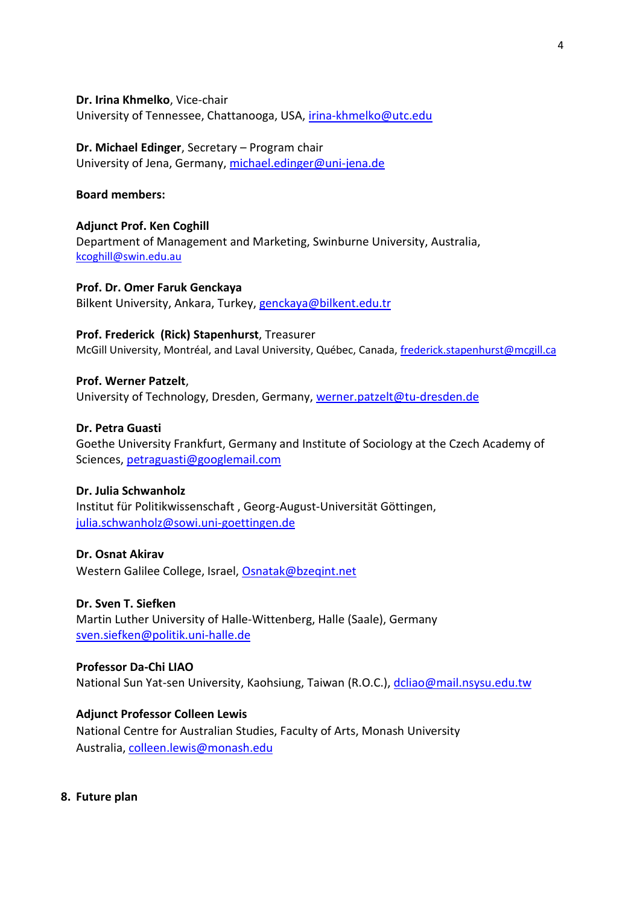**Dr. Irina Khmelko**, Vice-chair
University of Tennessee, Chattanooga, USA, irina-khmelko@utc.edu

**Dr. Michael Edinger**, Secretary – Program chair
University of Jena, Germany, michael.edinger@uni-jena.de

**Board members:**

**Adjunct Prof. Ken Coghill**
Department of Management and Marketing, Swinburne University, Australia, kcoghill@swin.edu.au

**Prof. Dr. Omer Faruk Genckaya**
Bilkent University, Ankara, Turkey, genckaya@bilkent.edu.tr

**Prof. Frederick (Rick) Stapenhurst**, Treasurer
McGill University, Montréal, and Laval University, Québec, Canada, frederick.stapenhurst@mcgill.ca

**Prof. Werner Patzelt**,
University of Technology, Dresden, Germany, werner.patzelt@tu-dresden.de

**Dr. Petra Guasti**
Goethe University Frankfurt, Germany and Institute of Sociology at the Czech Academy of Sciences, petraguasti@googlemail.com

**Dr. Julia Schwanholz**
Institut für Politikwissenschaft , Georg-August-Universität Göttingen, julia.schwanholz@sowi.uni-goettingen.de

**Dr. Osnat Akirav**
Western Galilee College, Israel, Osnatak@bzeqint.net

**Dr. Sven T. Siefken**
Martin Luther University of Halle-Wittenberg, Halle (Saale), Germany sven.siefken@politik.uni-halle.de

**Professor Da-Chi LIAO**
National Sun Yat-sen University, Kaohsiung, Taiwan (R.O.C.), dcliao@mail.nsysu.edu.tw

**Adjunct Professor Colleen Lewis**
National Centre for Australian Studies, Faculty of Arts, Monash University Australia, colleen.lewis@monash.edu

## 8. Future plan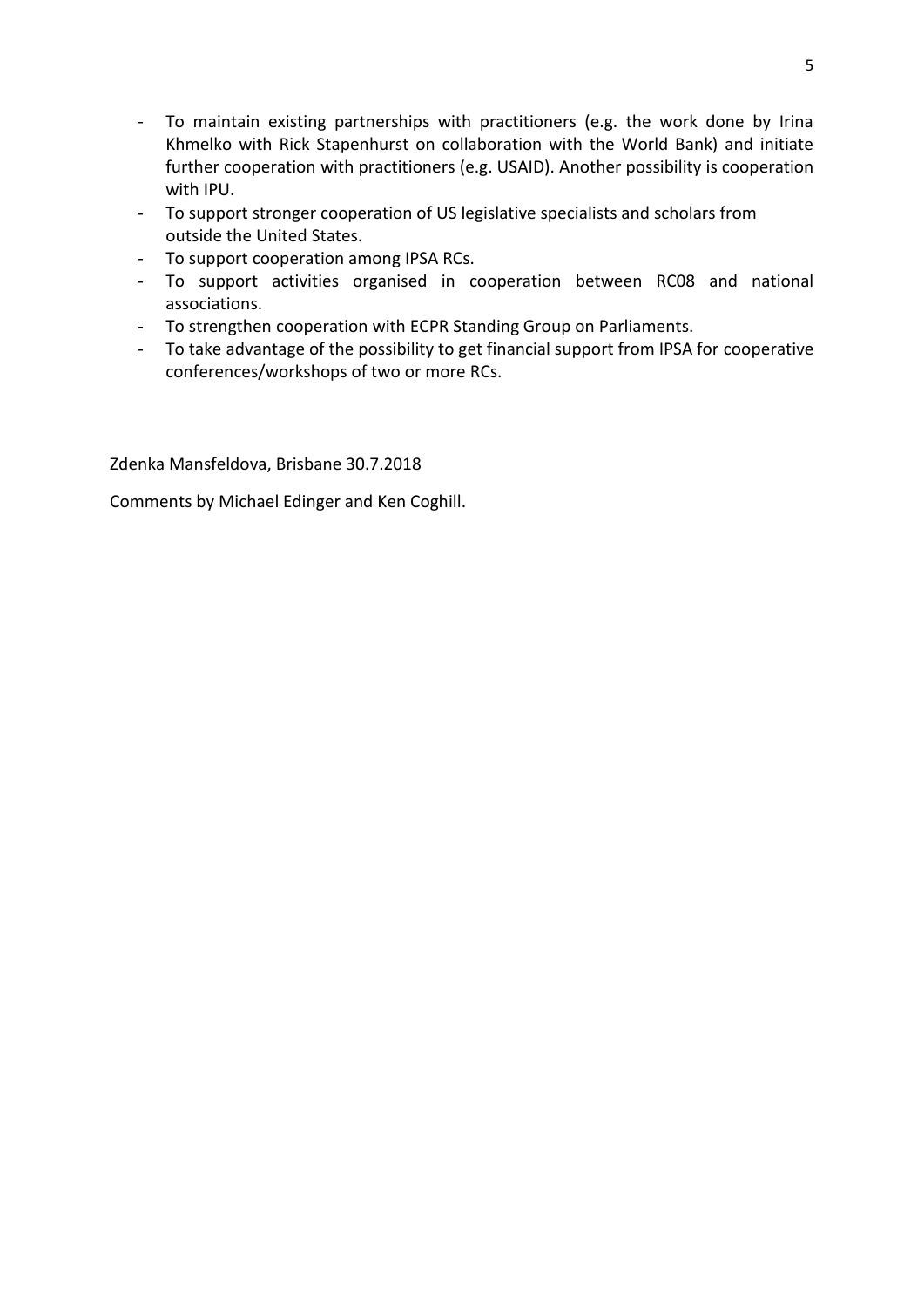- To maintain existing partnerships with practitioners (e.g. the work done by Irina Khmelko with Rick Stapenhurst on collaboration with the World Bank) and initiate further cooperation with practitioners (e.g. USAID). Another possibility is cooperation with IPU.
- To support stronger cooperation of US legislative specialists and scholars from outside the United States.
- To support cooperation among IPSA RCs.
- To support activities organised in cooperation between RC08 and national associations.
- To strengthen cooperation with ECPR Standing Group on Parliaments.
- To take advantage of the possibility to get financial support from IPSA for cooperative conferences/workshops of two or more RCs.

Zdenka Mansfeldova, Brisbane 30.7.2018

Comments by Michael Edinger and Ken Coghill.